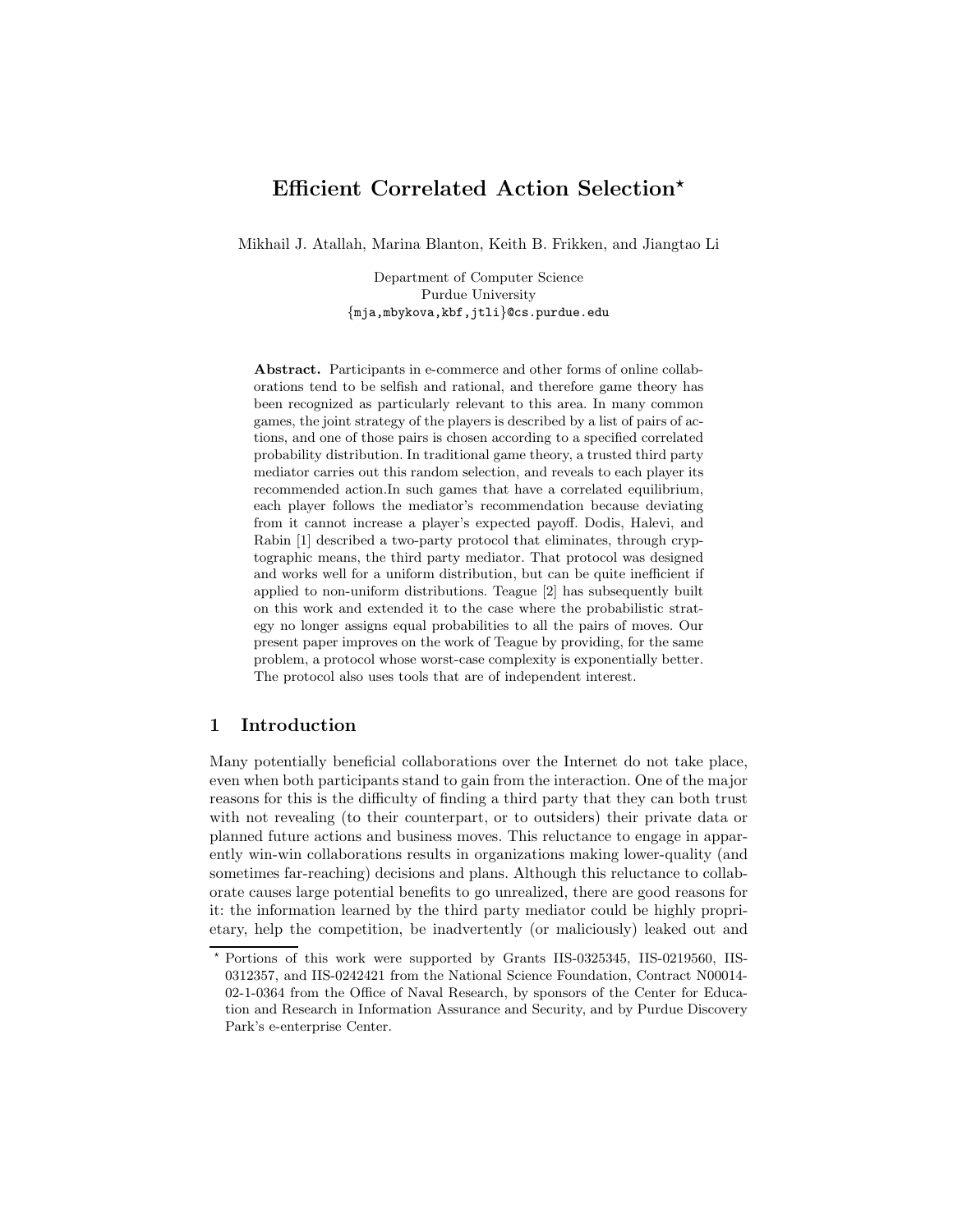# Efficient Correlated Action Selection*

Mikhail J. Atallah, Marina Blanton, Keith B. Frikken, and Jiangtao Li

Department of Computer Science  
Purdue University  
{mja,mbykova,kbf,jtli}@cs.purdue.edu

**Abstract.** Participants in e-commerce and other forms of online collaborations tend to be selfish and rational, and therefore game theory has been recognized as particularly relevant to this area. In many common games, the joint strategy of the players is described by a list of pairs of actions, and one of those pairs is chosen according to a specified correlated probability distribution. In traditional game theory, a trusted third party mediator carries out this random selection, and reveals to each player its recommended action.In such games that have a correlated equilibrium, each player follows the mediator's recommendation because deviating from it cannot increase a player's expected payoff. Dodis, Halevi, and Rabin [1] described a two-party protocol that eliminates, through cryptographic means, the third party mediator. That protocol was designed and works well for a uniform distribution, but can be quite inefficient if applied to non-uniform distributions. Teague [2] has subsequently built on this work and extended it to the case where the probabilistic strategy no longer assigns equal probabilities to all the pairs of moves. Our present paper improves on the work of Teague by providing, for the same problem, a protocol whose worst-case complexity is exponentially better. The protocol also uses tools that are of independent interest.

## 1 Introduction

Many potentially beneficial collaborations over the Internet do not take place, even when both participants stand to gain from the interaction. One of the major reasons for this is the difficulty of finding a third party that they can both trust with not revealing (to their counterpart, or to outsiders) their private data or planned future actions and business moves. This reluctance to engage in apparently win-win collaborations results in organizations making lower-quality (and sometimes far-reaching) decisions and plans. Although this reluctance to collaborate causes large potential benefits to go unrealized, there are good reasons for it: the information learned by the third party mediator could be highly proprietary, help the competition, be inadvertently (or maliciously) leaked out and

---

* Portions of this work were supported by Grants IIS-0325345, IIS-0219560, IIS-0312357, and IIS-0242421 from the National Science Foundation, Contract N00014-02-1-0364 from the Office of Naval Research, by sponsors of the Center for Education and Research in Information Assurance and Security, and by Purdue Discovery Park's e-enterprise Center.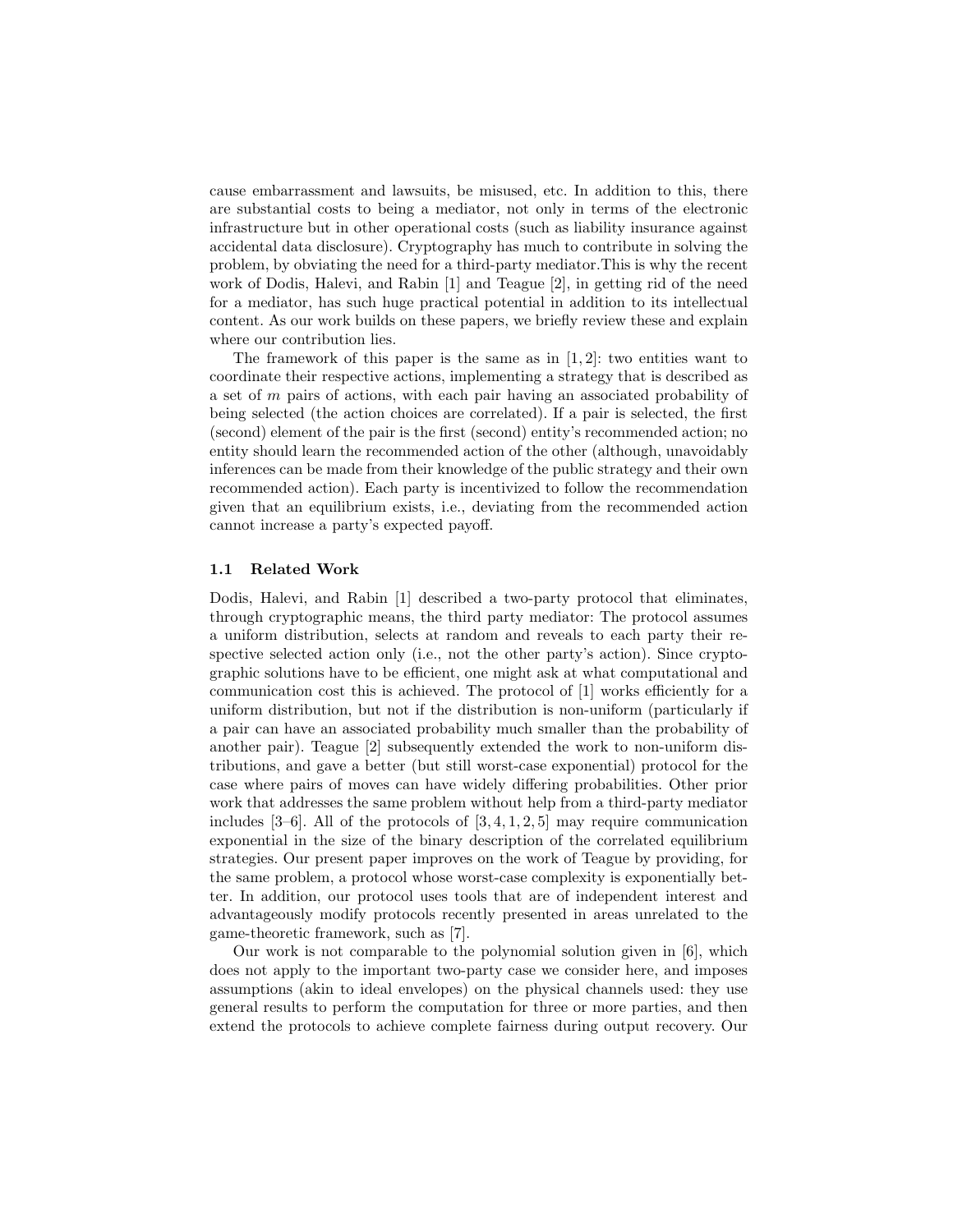cause embarrassment and lawsuits, be misused, etc. In addition to this, there are substantial costs to being a mediator, not only in terms of the electronic infrastructure but in other operational costs (such as liability insurance against accidental data disclosure). Cryptography has much to contribute in solving the problem, by obviating the need for a third-party mediator.This is why the recent work of Dodis, Halevi, and Rabin [1] and Teague [2], in getting rid of the need for a mediator, has such huge practical potential in addition to its intellectual content. As our work builds on these papers, we briefly review these and explain where our contribution lies.

The framework of this paper is the same as in [1, 2]: two entities want to coordinate their respective actions, implementing a strategy that is described as a set of $m$ pairs of actions, with each pair having an associated probability of being selected (the action choices are correlated). If a pair is selected, the first (second) element of the pair is the first (second) entity's recommended action; no entity should learn the recommended action of the other (although, unavoidably inferences can be made from their knowledge of the public strategy and their own recommended action). Each party is incentivized to follow the recommendation given that an equilibrium exists, i.e., deviating from the recommended action cannot increase a party's expected payoff.

### 1.1 Related Work

Dodis, Halevi, and Rabin [1] described a two-party protocol that eliminates, through cryptographic means, the third party mediator: The protocol assumes a uniform distribution, selects at random and reveals to each party their respective selected action only (i.e., not the other party's action). Since cryptographic solutions have to be efficient, one might ask at what computational and communication cost this is achieved. The protocol of [1] works efficiently for a uniform distribution, but not if the distribution is non-uniform (particularly if a pair can have an associated probability much smaller than the probability of another pair). Teague [2] subsequently extended the work to non-uniform distributions, and gave a better (but still worst-case exponential) protocol for the case where pairs of moves can have widely differing probabilities. Other prior work that addresses the same problem without help from a third-party mediator includes [3–6]. All of the protocols of [3, 4, 1, 2, 5] may require communication exponential in the size of the binary description of the correlated equilibrium strategies. Our present paper improves on the work of Teague by providing, for the same problem, a protocol whose worst-case complexity is exponentially better. In addition, our protocol uses tools that are of independent interest and advantageously modify protocols recently presented in areas unrelated to the game-theoretic framework, such as [7].

Our work is not comparable to the polynomial solution given in [6], which does not apply to the important two-party case we consider here, and imposes assumptions (akin to ideal envelopes) on the physical channels used: they use general results to perform the computation for three or more parties, and then extend the protocols to achieve complete fairness during output recovery. Our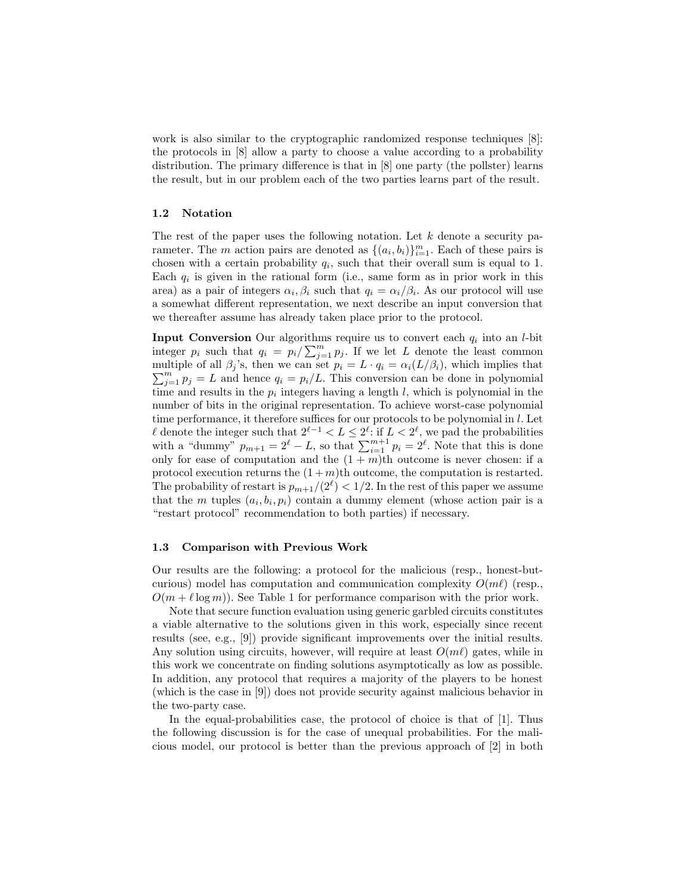work is also similar to the cryptographic randomized response techniques [8]: the protocols in [8] allow a party to choose a value according to a probability distribution. The primary difference is that in [8] one party (the pollster) learns the result, but in our problem each of the two parties learns part of the result.

### 1.2 Notation

The rest of the paper uses the following notation. Let $k$ denote a security parameter. The $m$ action pairs are denoted as $\{(a_i, b_i)\}_{i=1}^m$. Each of these pairs is chosen with a certain probability $q_i$, such that their overall sum is equal to 1. Each $q_i$ is given in the rational form (i.e., same form as in prior work in this area) as a pair of integers $\alpha_i, \beta_i$ such that $q_i = \alpha_i/\beta_i$. As our protocol will use a somewhat different representation, we next describe an input conversion that we thereafter assume has already taken place prior to the protocol.

**Input Conversion** Our algorithms require us to convert each $q_i$ into an $l$-bit integer $p_i$ such that $q_i = p_i/\sum_{j=1}^m p_j$. If we let $L$ denote the least common multiple of all $\beta_j$'s, then we can set $p_i = L \cdot q_i = \alpha_i(L/\beta_i)$, which implies that $\sum_{j=1}^m p_j = L$ and hence $q_i = p_i/L$. This conversion can be done in polynomial time and results in the $p_i$ integers having a length $l$, which is polynomial in the number of bits in the original representation. To achieve worst-case polynomial time performance, it therefore suffices for our protocols to be polynomial in $l$. Let $\ell$ denote the integer such that $2^{\ell-1} < L \le 2^\ell$: if $L < 2^\ell$, we pad the probabilities with a "dummy" $p_{m+1} = 2^\ell - L$, so that $\sum_{i=1}^{m+1} p_i = 2^\ell$. Note that this is done only for ease of computation and the $(1+m)$th outcome is never chosen: if a protocol execution returns the $(1+m)$th outcome, the computation is restarted. The probability of restart is $p_{m+1}/(2^\ell) < 1/2$. In the rest of this paper we assume that the $m$ tuples $(a_i, b_i, p_i)$ contain a dummy element (whose action pair is a "restart protocol" recommendation to both parties) if necessary.

### 1.3 Comparison with Previous Work

Our results are the following: a protocol for the malicious (resp., honest-but-curious) model has computation and communication complexity $O(m\ell)$ (resp., $O(m + \ell \log m)$). See Table 1 for performance comparison with the prior work.

Note that secure function evaluation using generic garbled circuits constitutes a viable alternative to the solutions given in this work, especially since recent results (see, e.g., [9]) provide significant improvements over the initial results. Any solution using circuits, however, will require at least $O(m\ell)$ gates, while in this work we concentrate on finding solutions asymptotically as low as possible. In addition, any protocol that requires a majority of the players to be honest (which is the case in [9]) does not provide security against malicious behavior in the two-party case.

In the equal-probabilities case, the protocol of choice is that of [1]. Thus the following discussion is for the case of unequal probabilities. For the malicious model, our protocol is better than the previous approach of [2] in both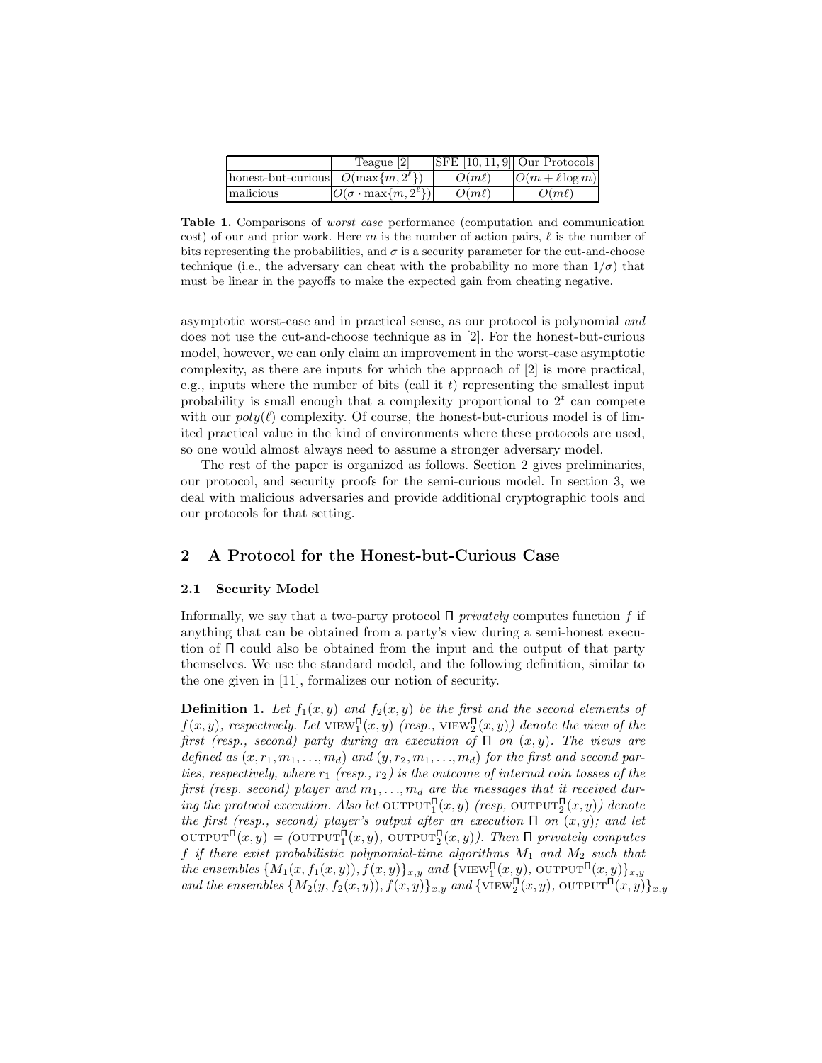| | Teague [2] | SFE [10, 11, 9] | Our Protocols |
|---|---|---|---|
| honest-but-curious | $O(\max\{m, 2^\ell\})$ | $O(m\ell)$ | $O(m + \ell \log m)$ |
| malicious | $O(\sigma \cdot \max\{m, 2^\ell\})$ | $O(m\ell)$ | $O(m\ell)$ |

**Table 1.** Comparisons of *worst case* performance (computation and communication cost) of our and prior work. Here $m$ is the number of action pairs, $\ell$ is the number of bits representing the probabilities, and $\sigma$ is a security parameter for the cut-and-choose technique (i.e., the adversary can cheat with the probability no more than $1/\sigma$) that must be linear in the payoffs to make the expected gain from cheating negative.

asymptotic worst-case and in practical sense, as our protocol is polynomial *and* does not use the cut-and-choose technique as in [2]. For the honest-but-curious model, however, we can only claim an improvement in the worst-case asymptotic complexity, as there are inputs for which the approach of [2] is more practical, e.g., inputs where the number of bits (call it $t$) representing the smallest input probability is small enough that a complexity proportional to $2^t$ can compete with our $poly(\ell)$ complexity. Of course, the honest-but-curious model is of limited practical value in the kind of environments where these protocols are used, so one would almost always need to assume a stronger adversary model.

The rest of the paper is organized as follows. Section 2 gives preliminaries, our protocol, and security proofs for the semi-curious model. In section 3, we deal with malicious adversaries and provide additional cryptographic tools and our protocols for that setting.

## 2 A Protocol for the Honest-but-Curious Case

### 2.1 Security Model

Informally, we say that a two-party protocol $\Pi$ *privately* computes function $f$ if anything that can be obtained from a party's view during a semi-honest execution of $\Pi$ could also be obtained from the input and the output of that party themselves. We use the standard model, and the following definition, similar to the one given in [11], formalizes our notion of security.

**Definition 1.** *Let $f_1(x, y)$ and $f_2(x, y)$ be the first and the second elements of $f(x, y)$, respectively. Let $\text{VIEW}_1^\Pi(x, y)$ (resp., $\text{VIEW}_2^\Pi(x, y)$) denote the view of the first (resp., second) party during an execution of $\Pi$ on $(x, y)$. The views are defined as $(x, r_1, m_1, \ldots, m_d)$ and $(y, r_2, m_1, \ldots, m_d)$ for the first and second parties, respectively, where $r_1$ (resp., $r_2$) is the outcome of internal coin tosses of the first (resp. second) player and $m_1, \ldots, m_d$ are the messages that it received during the protocol execution. Also let $\text{OUTPUT}_1^\Pi(x, y)$ (resp, $\text{OUTPUT}_2^\Pi(x, y)$) denote the first (resp., second) player's output after an execution $\Pi$ on $(x, y)$; and let $\text{OUTPUT}^\Pi(x, y) = (\text{OUTPUT}_1^\Pi(x, y), \text{OUTPUT}_2^\Pi(x, y))$. Then $\Pi$ privately computes $f$ if there exist probabilistic polynomial-time algorithms $M_1$ and $M_2$ such that the ensembles $\{M_1(x, f_1(x, y)), f(x, y)\}_{x,y}$ and $\{\text{VIEW}_1^\Pi(x, y), \text{OUTPUT}^\Pi(x, y)\}_{x,y}$ and the ensembles $\{M_2(y, f_2(x, y)), f(x, y)\}_{x,y}$ and $\{\text{VIEW}_2^\Pi(x, y), \text{OUTPUT}^\Pi(x, y)\}_{x,y}$*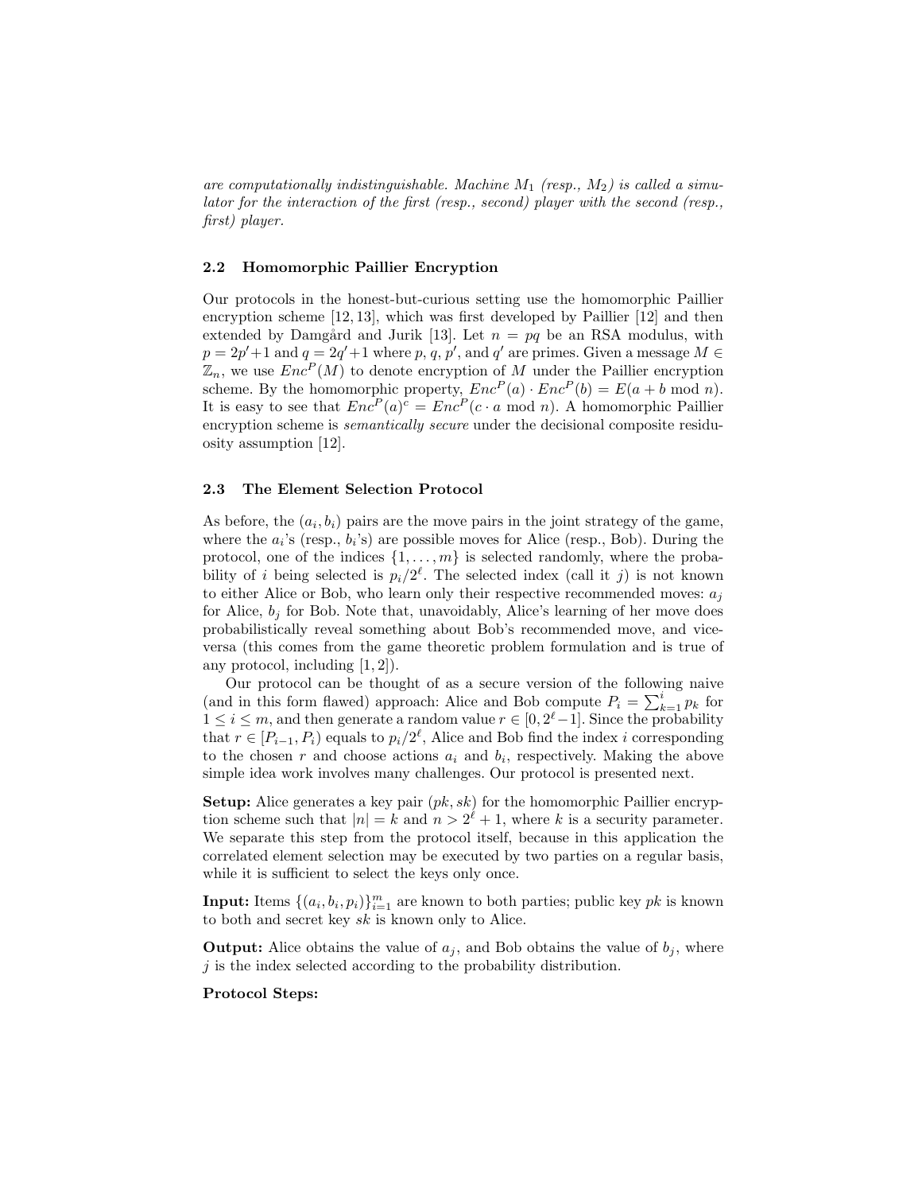*are computationally indistinguishable. Machine $M_1$ (resp., $M_2$) is called a simulator for the interaction of the first (resp., second) player with the second (resp., first) player.*

### 2.2 Homomorphic Paillier Encryption

Our protocols in the honest-but-curious setting use the homomorphic Paillier encryption scheme [12, 13], which was first developed by Paillier [12] and then extended by Damgård and Jurik [13]. Let $n = pq$ be an RSA modulus, with $p = 2p'+1$ and $q = 2q'+1$ where $p$, $q$, $p'$, and $q'$ are primes. Given a message $M \in \mathbb{Z}_n$, we use $Enc^P(M)$ to denote encryption of $M$ under the Paillier encryption scheme. By the homomorphic property, $Enc^P(a) \cdot Enc^P(b) = E(a + b \bmod n)$. It is easy to see that $Enc^P(a)^c = Enc^P(c \cdot a \bmod n)$. A homomorphic Paillier encryption scheme is *semantically secure* under the decisional composite residuosity assumption [12].

### 2.3 The Element Selection Protocol

As before, the $(a_i, b_i)$ pairs are the move pairs in the joint strategy of the game, where the $a_i$'s (resp., $b_i$'s) are possible moves for Alice (resp., Bob). During the protocol, one of the indices $\{1, \ldots, m\}$ is selected randomly, where the probability of $i$ being selected is $p_i/2^\ell$. The selected index (call it $j$) is not known to either Alice or Bob, who learn only their respective recommended moves: $a_j$ for Alice, $b_j$ for Bob. Note that, unavoidably, Alice's learning of her move does probabilistically reveal something about Bob's recommended move, and vice-versa (this comes from the game theoretic problem formulation and is true of any protocol, including [1, 2]).

Our protocol can be thought of as a secure version of the following naive (and in this form flawed) approach: Alice and Bob compute $P_i = \sum_{k=1}^{i} p_k$ for $1 \le i \le m$, and then generate a random value $r \in [0, 2^\ell - 1]$. Since the probability that $r \in [P_{i-1}, P_i)$ equals to $p_i/2^\ell$, Alice and Bob find the index $i$ corresponding to the chosen $r$ and choose actions $a_i$ and $b_i$, respectively. Making the above simple idea work involves many challenges. Our protocol is presented next.

**Setup:** Alice generates a key pair $(pk, sk)$ for the homomorphic Paillier encryption scheme such that $|n| = k$ and $n > 2^\ell + 1$, where $k$ is a security parameter. We separate this step from the protocol itself, because in this application the correlated element selection may be executed by two parties on a regular basis, while it is sufficient to select the keys only once.

**Input:** Items $\{(a_i, b_i, p_i)\}_{i=1}^{m}$ are known to both parties; public key $pk$ is known to both and secret key $sk$ is known only to Alice.

**Output:** Alice obtains the value of $a_j$, and Bob obtains the value of $b_j$, where $j$ is the index selected according to the probability distribution.

**Protocol Steps:**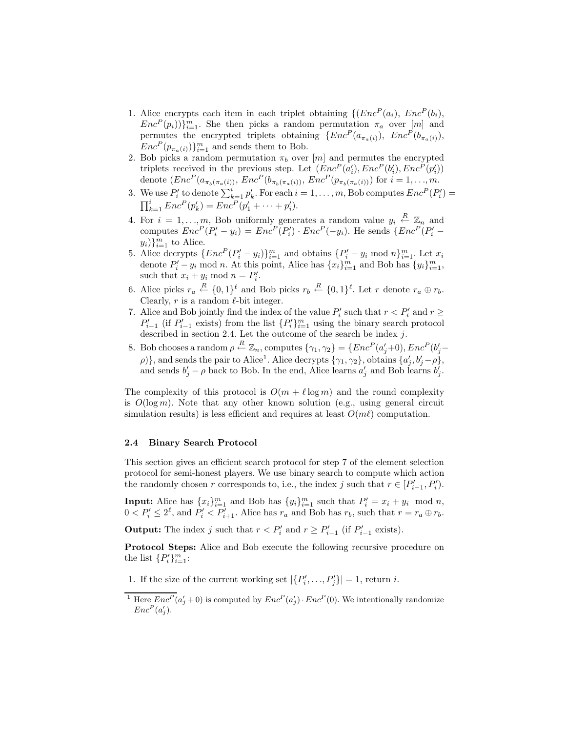1. Alice encrypts each item in each triplet obtaining $\{(Enc^P(a_i),\ Enc^P(b_i),\ Enc^P(p_i))\}_{i=1}^m$. She then picks a random permutation $\pi_a$ over $[m]$ and permutes the encrypted triplets obtaining $\{Enc^P(a_{\pi_a(i)}),\ Enc^P(b_{\pi_a(i)}),\ Enc^P(p_{\pi_a(i)})\}_{i=1}^m$ and sends them to Bob.
2. Bob picks a random permutation $\pi_b$ over $[m]$ and permutes the encrypted triplets received in the previous step. Let $(Enc^P(a'_i), Enc^P(b'_i), Enc^P(p'_i))$ denote $(Enc^P(a_{\pi_b(\pi_a(i))}),\ Enc^P(b_{\pi_b(\pi_a(i))}),\ Enc^P(p_{\pi_b(\pi_a(i))}))$ for $i = 1, \ldots, m$.
3. We use $P'_i$ to denote $\sum_{k=1}^{i} p'_k$. For each $i = 1, \ldots, m$, Bob computes $Enc^P(P'_i) = \prod_{k=1}^{i} Enc^P(p'_k) = Enc^P(p'_1 + \cdots + p'_i)$.
4. For $i = 1, \ldots, m$, Bob uniformly generates a random value $y_i \xleftarrow{R} \mathbb{Z}_n$ and computes $Enc^P(P'_i - y_i) = Enc^P(P'_i) \cdot Enc^P(-y_i)$. He sends $\{Enc^P(P'_i - y_i)\}_{i=1}^m$ to Alice.
5. Alice decrypts $\{Enc^P(P'_i - y_i)\}_{i=1}^m$ and obtains $\{P'_i - y_i \bmod n\}_{i=1}^m$. Let $x_i$ denote $P'_i - y_i \bmod n$. At this point, Alice has $\{x_i\}_{i=1}^m$ and Bob has $\{y_i\}_{i=1}^m$, such that $x_i + y_i \bmod n = P'_i$.
6. Alice picks $r_a \xleftarrow{R} \{0,1\}^\ell$ and Bob picks $r_b \xleftarrow{R} \{0,1\}^\ell$. Let $r$ denote $r_a \oplus r_b$. Clearly, $r$ is a random $\ell$-bit integer.
7. Alice and Bob jointly find the index of the value $P'_i$ such that $r < P'_i$ and $r \geq P'_{i-1}$ (if $P'_{i-1}$ exists) from the list $\{P'_i\}_{i=1}^m$ using the binary search protocol described in section 2.4. Let the outcome of the search be index $j$.
8. Bob chooses a random $\rho \xleftarrow{R} \mathbb{Z}_n$, computes $\{\gamma_1, \gamma_2\} = \{Enc^P(a'_j + 0), Enc^P(b'_j - \rho)\}$, and sends the pair to Alice[1]. Alice decrypts $\{\gamma_1, \gamma_2\}$, obtains $\{a'_j, b'_j - \rho\}$, and sends $b'_j - \rho$ back to Bob. In the end, Alice learns $a'_j$ and Bob learns $b'_j$.

The complexity of this protocol is $O(m + \ell \log m)$ and the round complexity is $O(\log m)$. Note that any other known solution (e.g., using general circuit simulation results) is less efficient and requires at least $O(m\ell)$ computation.

### 2.4 Binary Search Protocol

This section gives an efficient search protocol for step 7 of the element selection protocol for semi-honest players. We use binary search to compute which action the randomly chosen $r$ corresponds to, i.e., the index $j$ such that $r \in [P'_{i-1}, P'_i)$.

**Input:** Alice has $\{x_i\}_{i=1}^m$ and Bob has $\{y_i\}_{i=1}^m$ such that $P'_i = x_i + y_i \mod n$, $0 < P'_i \leq 2^\ell$, and $P'_i < P'_{i+1}$. Alice has $r_a$ and Bob has $r_b$, such that $r = r_a \oplus r_b$.

**Output:** The index $j$ such that $r < P'_i$ and $r \geq P'_{i-1}$ (if $P'_{i-1}$ exists).

**Protocol Steps:** Alice and Bob execute the following recursive procedure on the list $\{P'_i\}_{i=1}^m$:

1. If the size of the current working set $|\{P'_i, \ldots, P'_j\}| = 1$, return $i$.

[1] Here $Enc^P(a'_j + 0)$ is computed by $Enc^P(a'_j) \cdot Enc^P(0)$. We intentionally randomize $Enc^P(a'_j)$.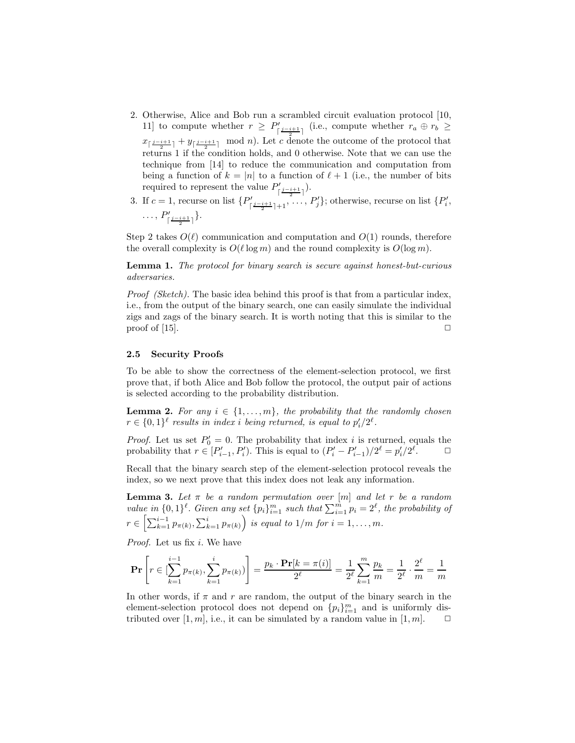2. Otherwise, Alice and Bob run a scrambled circuit evaluation protocol [10, 11] to compute whether $r \geq P'_{\lceil \frac{j-i+1}{2} \rceil}$ (i.e., compute whether $r_a \oplus r_b \geq x_{\lceil \frac{j-i+1}{2} \rceil} + y_{\lceil \frac{j-i+1}{2} \rceil} \mod n$). Let $c$ denote the outcome of the protocol that returns 1 if the condition holds, and 0 otherwise. Note that we can use the technique from [14] to reduce the communication and computation from being a function of $k = |n|$ to a function of $\ell + 1$ (i.e., the number of bits required to represent the value $P'_{\lceil \frac{j-i+1}{2} \rceil}$).
3. If $c = 1$, recurse on list $\{P'_{\lceil \frac{j-i+1}{2} \rceil + 1}, \ldots, P'_j\}$; otherwise, recurse on list $\{P'_i, \ldots, P'_{\lceil \frac{j-i+1}{2} \rceil}\}$.

Step 2 takes $O(\ell)$ communication and computation and $O(1)$ rounds, therefore the overall complexity is $O(\ell \log m)$ and the round complexity is $O(\log m)$.

**Lemma 1.** *The protocol for binary search is secure against honest-but-curious adversaries.*

*Proof (Sketch).* The basic idea behind this proof is that from a particular index, i.e., from the output of the binary search, one can easily simulate the individual zigs and zags of the binary search. It is worth noting that this is similar to the proof of [15]. □

### 2.5 Security Proofs

To be able to show the correctness of the element-selection protocol, we first prove that, if both Alice and Bob follow the protocol, the output pair of actions is selected according to the probability distribution.

**Lemma 2.** *For any $i \in \{1, \ldots, m\}$, the probability that the randomly chosen $r \in \{0,1\}^\ell$ results in index $i$ being returned, is equal to $p'_i/2^\ell$.*

*Proof.* Let us set $P'_0 = 0$. The probability that index $i$ is returned, equals the probability that $r \in [P'_{i-1}, P'_i)$. This is equal to $(P'_i - P'_{i-1})/2^\ell = p'_i/2^\ell$. □

Recall that the binary search step of the element-selection protocol reveals the index, so we next prove that this index does not leak any information.

**Lemma 3.** *Let $\pi$ be a random permutation over $[m]$ and let $r$ be a random value in $\{0,1\}^\ell$. Given any set $\{p_i\}_{i=1}^m$ such that $\sum_{i=1}^m p_i = 2^\ell$, the probability of $r \in \left[\sum_{k=1}^{i-1} p_{\pi(k)}, \sum_{k=1}^{i} p_{\pi(k)}\right)$ is equal to $1/m$ for $i = 1, \ldots, m$.*

*Proof.* Let us fix $i$. We have

$$\mathbf{Pr}\left[r \in [\sum_{k=1}^{i-1} p_{\pi(k)}, \sum_{k=1}^{i} p_{\pi(k)})\right] = \frac{p_k \cdot \mathbf{Pr}[k = \pi(i)]}{2^\ell} = \frac{1}{2^\ell} \sum_{k=1}^{m} \frac{p_k}{m} = \frac{1}{2^\ell} \cdot \frac{2^\ell}{m} = \frac{1}{m}$$

In other words, if $\pi$ and $r$ are random, the output of the binary search in the element-selection protocol does not depend on $\{p_i\}_{i=1}^m$ and is uniformly distributed over $[1, m]$, i.e., it can be simulated by a random value in $[1, m]$. □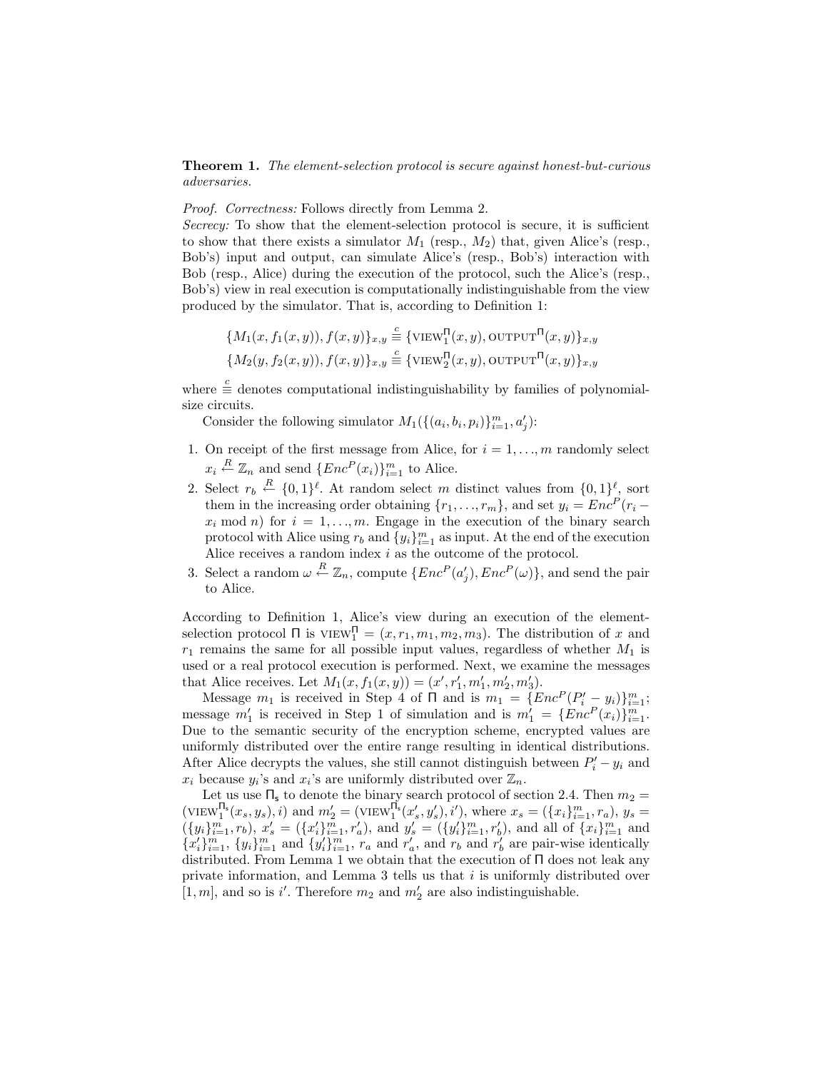**Theorem 1.** *The element-selection protocol is secure against honest-but-curious adversaries.*

*Proof. Correctness:* Follows directly from Lemma 2.

*Secrecy:* To show that the element-selection protocol is secure, it is sufficient to show that there exists a simulator $M_1$ (resp., $M_2$) that, given Alice's (resp., Bob's) input and output, can simulate Alice's (resp., Bob's) interaction with Bob (resp., Alice) during the execution of the protocol, such the Alice's (resp., Bob's) view in real execution is computationally indistinguishable from the view produced by the simulator. That is, according to Definition 1:

$$\{M_1(x, f_1(x,y)), f(x,y)\}_{x,y} \stackrel{c}{\equiv} \{\text{VIEW}_1^{\Pi}(x,y), \text{OUTPUT}^{\Pi}(x,y)\}_{x,y}$$
$$\{M_2(y, f_2(x,y)), f(x,y)\}_{x,y} \stackrel{c}{\equiv} \{\text{VIEW}_2^{\Pi}(x,y), \text{OUTPUT}^{\Pi}(x,y)\}_{x,y}$$

where $\stackrel{c}{\equiv}$ denotes computational indistinguishability by families of polynomial-size circuits.

Consider the following simulator $M_1(\{(a_i, b_i, p_i)\}_{i=1}^m, a'_j)$:

1. On receipt of the first message from Alice, for $i = 1, \ldots, m$ randomly select $x_i \stackrel{R}{\leftarrow} \mathbb{Z}_n$ and send $\{Enc^P(x_i)\}_{i=1}^m$ to Alice.
2. Select $r_b \stackrel{R}{\leftarrow} \{0,1\}^\ell$. At random select $m$ distinct values from $\{0,1\}^\ell$, sort them in the increasing order obtaining $\{r_1, \ldots, r_m\}$, and set $y_i = Enc^P(r_i - x_i \bmod n)$ for $i = 1, \ldots, m$. Engage in the execution of the binary search protocol with Alice using $r_b$ and $\{y_i\}_{i=1}^m$ as input. At the end of the execution Alice receives a random index $i$ as the outcome of the protocol.
3. Select a random $\omega \stackrel{R}{\leftarrow} \mathbb{Z}_n$, compute $\{Enc^P(a'_j), Enc^P(\omega)\}$, and send the pair to Alice.

According to Definition 1, Alice's view during an execution of the element-selection protocol $\Pi$ is $\text{VIEW}_1^{\Pi} = (x, r_1, m_1, m_2, m_3)$. The distribution of $x$ and $r_1$ remains the same for all possible input values, regardless of whether $M_1$ is used or a real protocol execution is performed. Next, we examine the messages that Alice receives. Let $M_1(x, f_1(x,y)) = (x', r'_1, m'_1, m'_2, m'_3)$.

Message $m_1$ is received in Step 4 of $\Pi$ and is $m_1 = \{Enc^P(P'_i - y_i)\}_{i=1}^m$; message $m'_1$ is received in Step 1 of simulation and is $m'_1 = \{Enc^P(x_i)\}_{i=1}^m$. Due to the semantic security of the encryption scheme, encrypted values are uniformly distributed over the entire range resulting in identical distributions. After Alice decrypts the values, she still cannot distinguish between $P'_i - y_i$ and $x_i$ because $y_i$'s and $x_i$'s are uniformly distributed over $\mathbb{Z}_n$.

Let us use $\Pi_s$ to denote the binary search protocol of section 2.4. Then $m_2 = (\text{VIEW}_1^{\Pi_s}(x_s, y_s), i)$ and $m'_2 = (\text{VIEW}_1^{\Pi_s}(x'_s, y'_s), i')$, where $x_s = (\{x_i\}_{i=1}^m, r_a)$, $y_s = (\{y_i\}_{i=1}^m, r_b)$, $x'_s = (\{x'_i\}_{i=1}^m, r'_a)$, and $y'_s = (\{y'_i\}_{i=1}^m, r'_b)$, and all of $\{x_i\}_{i=1}^m$ and $\{x'_i\}_{i=1}^m$, $\{y_i\}_{i=1}^m$ and $\{y'_i\}_{i=1}^m$, $r_a$ and $r'_a$, and $r_b$ and $r'_b$ are pair-wise identically distributed. From Lemma 1 we obtain that the execution of $\Pi$ does not leak any private information, and Lemma 3 tells us that $i$ is uniformly distributed over $[1, m]$, and so is $i'$. Therefore $m_2$ and $m'_2$ are also indistinguishable.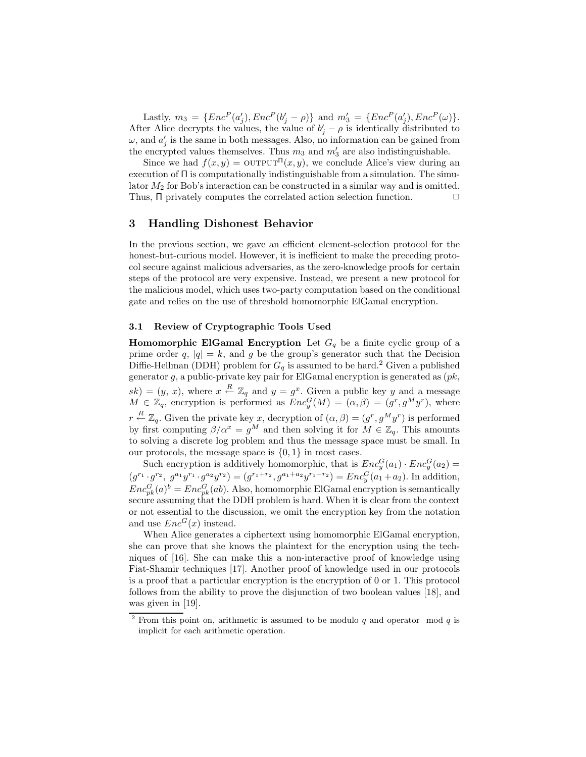Lastly, $m_3 = \{Enc^P(a'_j), Enc^P(b'_j - \rho)\}$ and $m'_3 = \{Enc^P(a'_j), Enc^P(\omega)\}$. After Alice decrypts the values, the value of $b'_j - \rho$ is identically distributed to $\omega$, and $a'_j$ is the same in both messages. Also, no information can be gained from the encrypted values themselves. Thus $m_3$ and $m'_3$ are also indistinguishable.

Since we had $f(x, y) = \text{OUTPUT}^{\Pi}(x, y)$, we conclude Alice's view during an execution of $\Pi$ is computationally indistinguishable from a simulation. The simulator $M_2$ for Bob's interaction can be constructed in a similar way and is omitted. Thus, $\Pi$ privately computes the correlated action selection function. □

## 3 Handling Dishonest Behavior

In the previous section, we gave an efficient element-selection protocol for the honest-but-curious model. However, it is inefficient to make the preceding protocol secure against malicious adversaries, as the zero-knowledge proofs for certain steps of the protocol are very expensive. Instead, we present a new protocol for the malicious model, which uses two-party computation based on the conditional gate and relies on the use of threshold homomorphic ElGamal encryption.

### 3.1 Review of Cryptographic Tools Used

**Homomorphic ElGamal Encryption** Let $G_q$ be a finite cyclic group of a prime order $q$, $|q| = k$, and $g$ be the group's generator such that the Decision Diffie-Hellman (DDH) problem for $G_q$ is assumed to be hard.[2] Given a published generator $g$, a public-private key pair for ElGamal encryption is generated as $(pk, sk) = (y, x)$, where $x \stackrel{R}{\leftarrow} \mathbb{Z}_q$ and $y = g^x$. Given a public key $y$ and a message $M \in \mathbb{Z}_q$, encryption is performed as $Enc^G_y(M) = (\alpha, \beta) = (g^r, g^M y^r)$, where $r \stackrel{R}{\leftarrow} \mathbb{Z}_q$. Given the private key $x$, decryption of $(\alpha, \beta) = (g^r, g^M y^r)$ is performed by first computing $\beta/\alpha^x = g^M$ and then solving it for $M \in \mathbb{Z}_q$. This amounts to solving a discrete log problem and thus the message space must be small. In our protocols, the message space is $\{0, 1\}$ in most cases.

Such encryption is additively homomorphic, that is $Enc^G_y(a_1) \cdot Enc^G_y(a_2) = (g^{r_1} \cdot g^{r_2},\ g^{a_1} y^{r_1} \cdot g^{a_2} y^{r_2}) = (g^{r_1+r_2}, g^{a_1+a_2} y^{r_1+r_2}) = Enc^G_y(a_1 + a_2)$. In addition, $Enc^G_{pk}(a)^b = Enc^G_{pk}(ab)$. Also, homomorphic ElGamal encryption is semantically secure assuming that the DDH problem is hard. When it is clear from the context or not essential to the discussion, we omit the encryption key from the notation and use $Enc^G(x)$ instead.

When Alice generates a ciphertext using homomorphic ElGamal encryption, she can prove that she knows the plaintext for the encryption using the techniques of [16]. She can make this a non-interactive proof of knowledge using Fiat-Shamir techniques [17]. Another proof of knowledge used in our protocols is a proof that a particular encryption is the encryption of 0 or 1. This protocol follows from the ability to prove the disjunction of two boolean values [18], and was given in [19].

---

[2] From this point on, arithmetic is assumed to be modulo $q$ and operator mod $q$ is implicit for each arithmetic operation.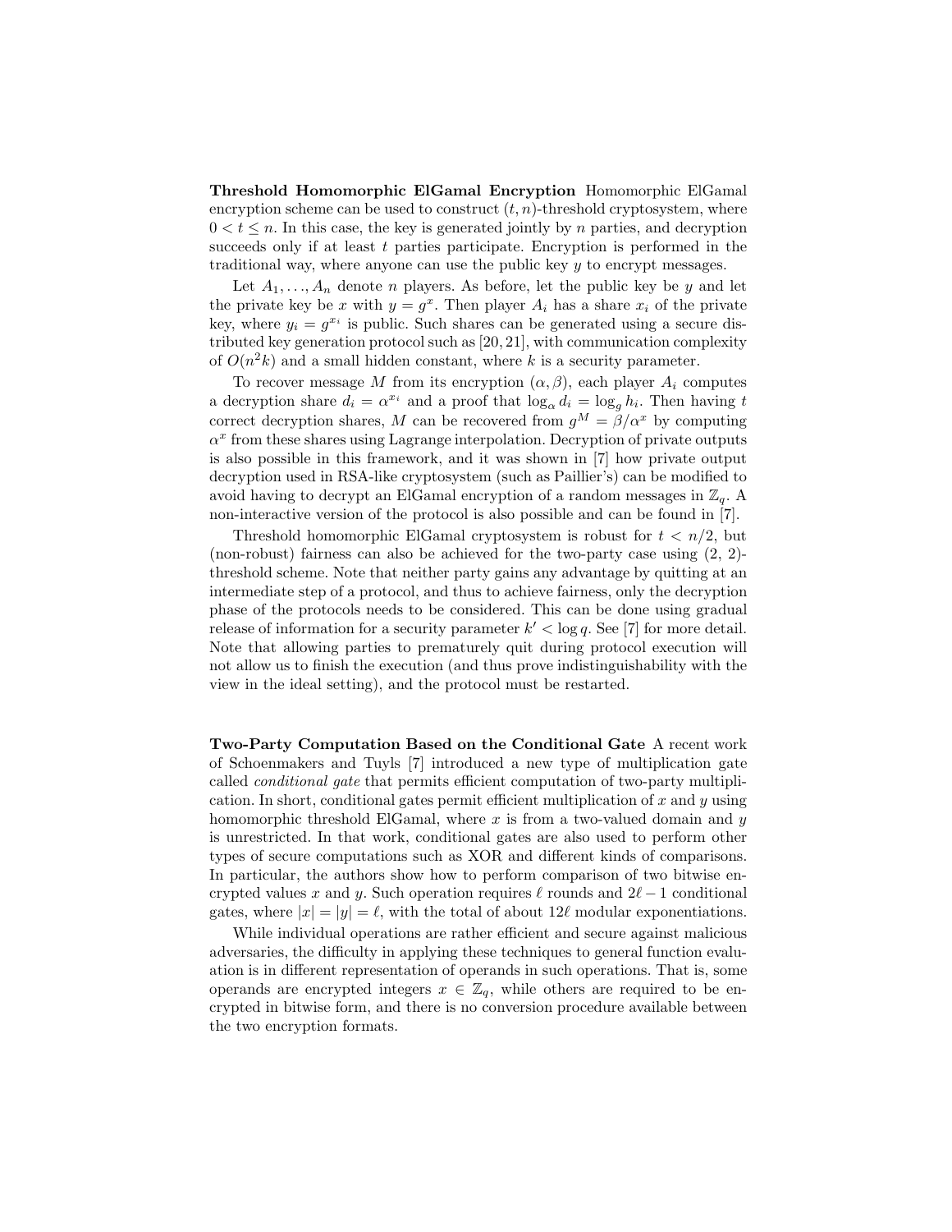**Threshold Homomorphic ElGamal Encryption** Homomorphic ElGamal encryption scheme can be used to construct $(t, n)$-threshold cryptosystem, where $0 < t \leq n$. In this case, the key is generated jointly by $n$ parties, and decryption succeeds only if at least $t$ parties participate. Encryption is performed in the traditional way, where anyone can use the public key $y$ to encrypt messages.

Let $A_1, \ldots, A_n$ denote $n$ players. As before, let the public key be $y$ and let the private key be $x$ with $y = g^x$. Then player $A_i$ has a share $x_i$ of the private key, where $y_i = g^{x_i}$ is public. Such shares can be generated using a secure distributed key generation protocol such as [20, 21], with communication complexity of $O(n^2 k)$ and a small hidden constant, where $k$ is a security parameter.

To recover message $M$ from its encryption $(\alpha, \beta)$, each player $A_i$ computes a decryption share $d_i = \alpha^{x_i}$ and a proof that $\log_\alpha d_i = \log_g h_i$. Then having $t$ correct decryption shares, $M$ can be recovered from $g^M = \beta/\alpha^x$ by computing $\alpha^x$ from these shares using Lagrange interpolation. Decryption of private outputs is also possible in this framework, and it was shown in [7] how private output decryption used in RSA-like cryptosystem (such as Paillier's) can be modified to avoid having to decrypt an ElGamal encryption of a random messages in $\mathbb{Z}_q$. A non-interactive version of the protocol is also possible and can be found in [7].

Threshold homomorphic ElGamal cryptosystem is robust for $t < n/2$, but (non-robust) fairness can also be achieved for the two-party case using (2, 2)-threshold scheme. Note that neither party gains any advantage by quitting at an intermediate step of a protocol, and thus to achieve fairness, only the decryption phase of the protocols needs to be considered. This can be done using gradual release of information for a security parameter $k' < \log q$. See [7] for more detail. Note that allowing parties to prematurely quit during protocol execution will not allow us to finish the execution (and thus prove indistinguishability with the view in the ideal setting), and the protocol must be restarted.

**Two-Party Computation Based on the Conditional Gate** A recent work of Schoenmakers and Tuyls [7] introduced a new type of multiplication gate called *conditional gate* that permits efficient computation of two-party multiplication. In short, conditional gates permit efficient multiplication of $x$ and $y$ using homomorphic threshold ElGamal, where $x$ is from a two-valued domain and $y$ is unrestricted. In that work, conditional gates are also used to perform other types of secure computations such as XOR and different kinds of comparisons. In particular, the authors show how to perform comparison of two bitwise encrypted values $x$ and $y$. Such operation requires $\ell$ rounds and $2\ell - 1$ conditional gates, where $|x| = |y| = \ell$, with the total of about $12\ell$ modular exponentiations.

While individual operations are rather efficient and secure against malicious adversaries, the difficulty in applying these techniques to general function evaluation is in different representation of operands in such operations. That is, some operands are encrypted integers $x \in \mathbb{Z}_q$, while others are required to be encrypted in bitwise form, and there is no conversion procedure available between the two encryption formats.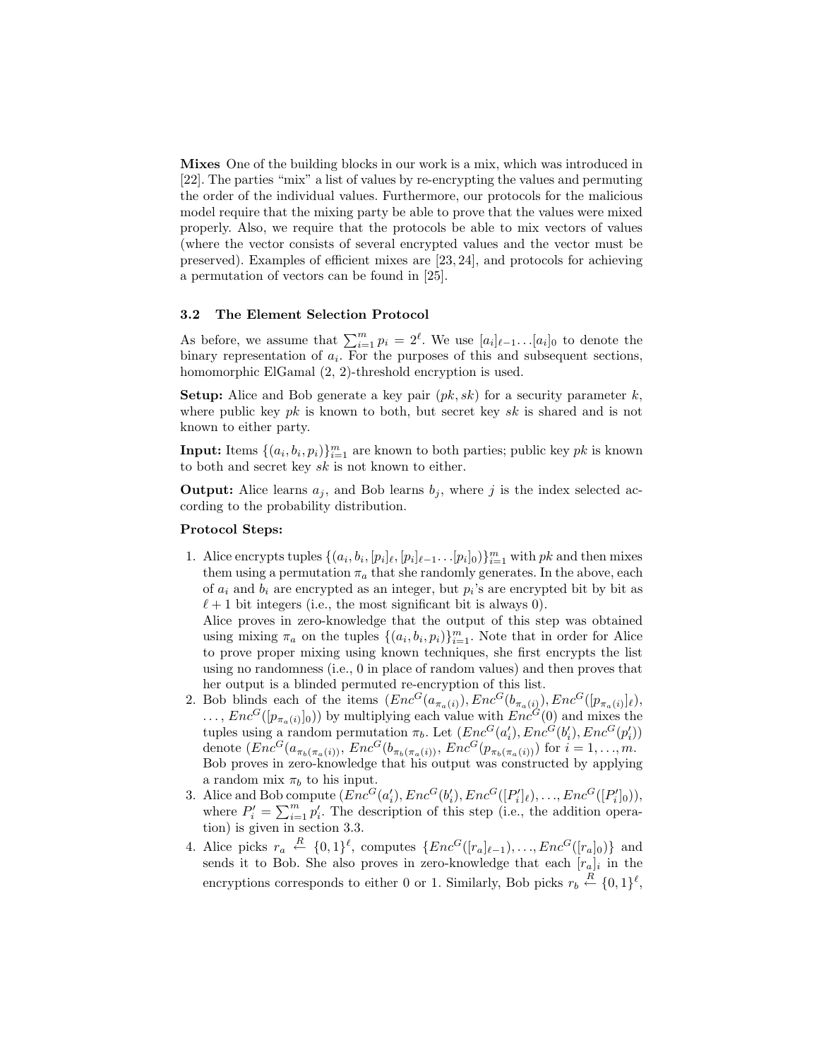**Mixes** One of the building blocks in our work is a mix, which was introduced in [22]. The parties "mix" a list of values by re-encrypting the values and permuting the order of the individual values. Furthermore, our protocols for the malicious model require that the mixing party be able to prove that the values were mixed properly. Also, we require that the protocols be able to mix vectors of values (where the vector consists of several encrypted values and the vector must be preserved). Examples of efficient mixes are [23, 24], and protocols for achieving a permutation of vectors can be found in [25].

### 3.2 The Element Selection Protocol

As before, we assume that $\sum_{i=1}^{m} p_i = 2^\ell$. We use $[a_i]_{\ell-1} \ldots [a_i]_0$ to denote the binary representation of $a_i$. For the purposes of this and subsequent sections, homomorphic ElGamal (2, 2)-threshold encryption is used.

**Setup:** Alice and Bob generate a key pair $(pk, sk)$ for a security parameter $k$, where public key $pk$ is known to both, but secret key $sk$ is shared and is not known to either party.

**Input:** Items $\{(a_i, b_i, p_i)\}_{i=1}^{m}$ are known to both parties; public key $pk$ is known to both and secret key $sk$ is not known to either.

**Output:** Alice learns $a_j$, and Bob learns $b_j$, where $j$ is the index selected according to the probability distribution.

**Protocol Steps:**

1. Alice encrypts tuples $\{(a_i, b_i, [p_i]_\ell, [p_i]_{\ell-1} \ldots [p_i]_0)\}_{i=1}^{m}$ with $pk$ and then mixes them using a permutation $\pi_a$ that she randomly generates. In the above, each of $a_i$ and $b_i$ are encrypted as an integer, but $p_i$'s are encrypted bit by bit as $\ell + 1$ bit integers (i.e., the most significant bit is always 0).
   Alice proves in zero-knowledge that the output of this step was obtained using mixing $\pi_a$ on the tuples $\{(a_i, b_i, p_i)\}_{i=1}^{m}$. Note that in order for Alice to prove proper mixing using known techniques, she first encrypts the list using no randomness (i.e., 0 in place of random values) and then proves that her output is a blinded permuted re-encryption of this list.
2. Bob blinds each of the items $(Enc^G(a_{\pi_a(i)}), Enc^G(b_{\pi_a(i)}), Enc^G([p_{\pi_a(i)}]_\ell),$ $\ldots, Enc^G([p_{\pi_a(i)}]_0))$ by multiplying each value with $Enc^G(0)$ and mixes the tuples using a random permutation $\pi_b$. Let $(Enc^G(a'_i), Enc^G(b'_i), Enc^G(p'_i))$ denote $(Enc^G(a_{\pi_b(\pi_a(i))}), Enc^G(b_{\pi_b(\pi_a(i))}), Enc^G(p_{\pi_b(\pi_a(i))}))$ for $i = 1, \ldots, m$. Bob proves in zero-knowledge that his output was constructed by applying a random mix $\pi_b$ to his input.
3. Alice and Bob compute $(Enc^G(a'_i), Enc^G(b'_i), Enc^G([P'_i]_\ell), \ldots, Enc^G([P'_i]_0))$, where $P'_i = \sum_{i=1}^{m} p'_i$. The description of this step (i.e., the addition operation) is given in section 3.3.
4. Alice picks $r_a \stackrel{R}{\leftarrow} \{0,1\}^\ell$, computes $\{Enc^G([r_a]_{\ell-1}), \ldots, Enc^G([r_a]_0)\}$ and sends it to Bob. She also proves in zero-knowledge that each $[r_a]_i$ in the encryptions corresponds to either 0 or 1. Similarly, Bob picks $r_b \stackrel{R}{\leftarrow} \{0,1\}^\ell$,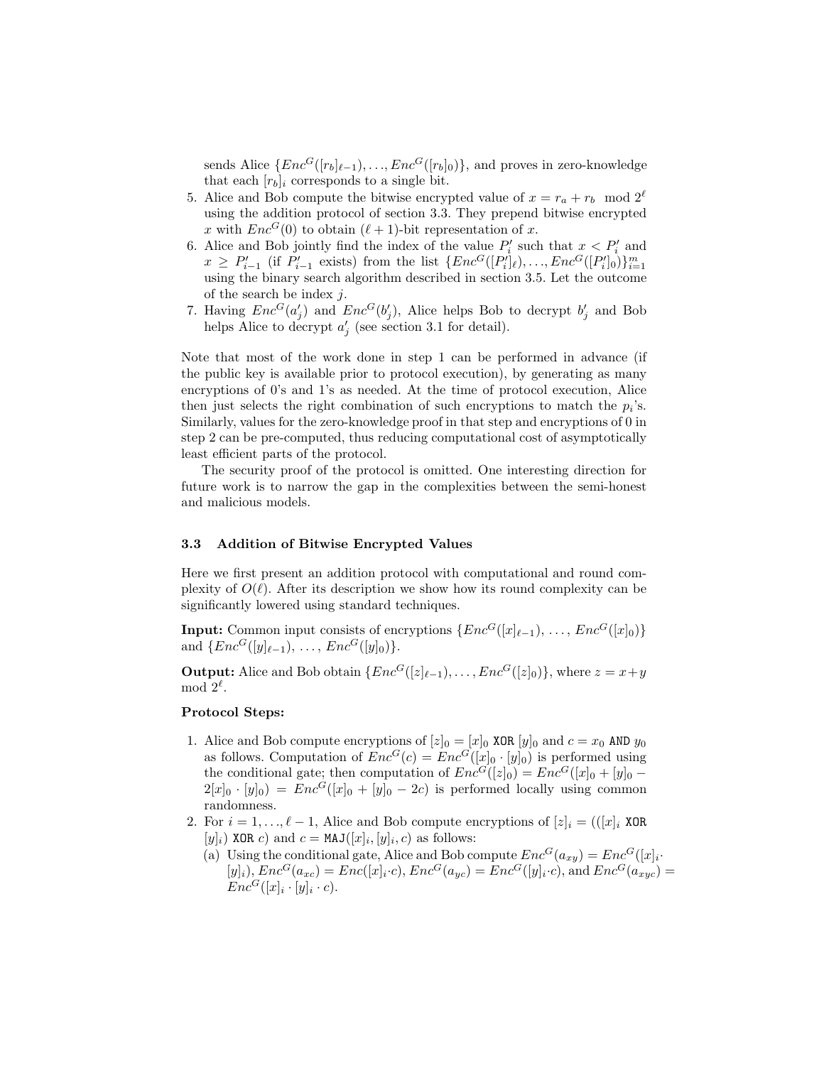sends Alice $\{Enc^G([r_b]_{\ell-1}), \ldots, Enc^G([r_b]_0)\}$, and proves in zero-knowledge that each $[r_b]_i$ corresponds to a single bit.

5. Alice and Bob compute the bitwise encrypted value of $x = r_a + r_b \mod 2^\ell$ using the addition protocol of section 3.3. They prepend bitwise encrypted $x$ with $Enc^G(0)$ to obtain $(\ell+1)$-bit representation of $x$.
6. Alice and Bob jointly find the index of the value $P'_i$ such that $x < P'_i$ and $x \geq P'_{i-1}$ (if $P'_{i-1}$ exists) from the list $\{Enc^G([P'_i]_\ell), \ldots, Enc^G([P'_i]_0)\}_{i=1}^m$ using the binary search algorithm described in section 3.5. Let the outcome of the search be index $j$.
7. Having $Enc^G(a'_j)$ and $Enc^G(b'_j)$, Alice helps Bob to decrypt $b'_j$ and Bob helps Alice to decrypt $a'_j$ (see section 3.1 for detail).

Note that most of the work done in step 1 can be performed in advance (if the public key is available prior to protocol execution), by generating as many encryptions of 0's and 1's as needed. At the time of protocol execution, Alice then just selects the right combination of such encryptions to match the $p_i$'s. Similarly, values for the zero-knowledge proof in that step and encryptions of 0 in step 2 can be pre-computed, thus reducing computational cost of asymptotically least efficient parts of the protocol.

The security proof of the protocol is omitted. One interesting direction for future work is to narrow the gap in the complexities between the semi-honest and malicious models.

### 3.3 Addition of Bitwise Encrypted Values

Here we first present an addition protocol with computational and round complexity of $O(\ell)$. After its description we show how its round complexity can be significantly lowered using standard techniques.

**Input:** Common input consists of encryptions $\{Enc^G([x]_{\ell-1}), \ldots, Enc^G([x]_0)\}$ and $\{Enc^G([y]_{\ell-1}), \ldots, Enc^G([y]_0)\}$.

**Output:** Alice and Bob obtain $\{Enc^G([z]_{\ell-1}), \ldots, Enc^G([z]_0)\}$, where $z = x+y \mod 2^\ell$.

**Protocol Steps:**

1. Alice and Bob compute encryptions of $[z]_0 = [x]_0 \texttt{ XOR } [y]_0$ and $c = x_0 \texttt{ AND } y_0$ as follows. Computation of $Enc^G(c) = Enc^G([x]_0 \cdot [y]_0)$ is performed using the conditional gate; then computation of $Enc^G([z]_0) = Enc^G([x]_0 + [y]_0 - 2[x]_0 \cdot [y]_0) = Enc^G([x]_0 + [y]_0 - 2c)$ is performed locally using common randomness.
2. For $i = 1, \ldots, \ell-1$, Alice and Bob compute encryptions of $[z]_i = (([x]_i \texttt{ XOR } [y]_i) \texttt{ XOR } c)$ and $c = \texttt{MAJ}([x]_i, [y]_i, c)$ as follows:
   (a) Using the conditional gate, Alice and Bob compute $Enc^G(a_{xy}) = Enc^G([x]_i \cdot [y]_i)$, $Enc^G(a_{xc}) = Enc([x]_i \cdot c)$, $Enc^G(a_{yc}) = Enc^G([y]_i \cdot c)$, and $Enc^G(a_{xyc}) = Enc^G([x]_i \cdot [y]_i \cdot c)$.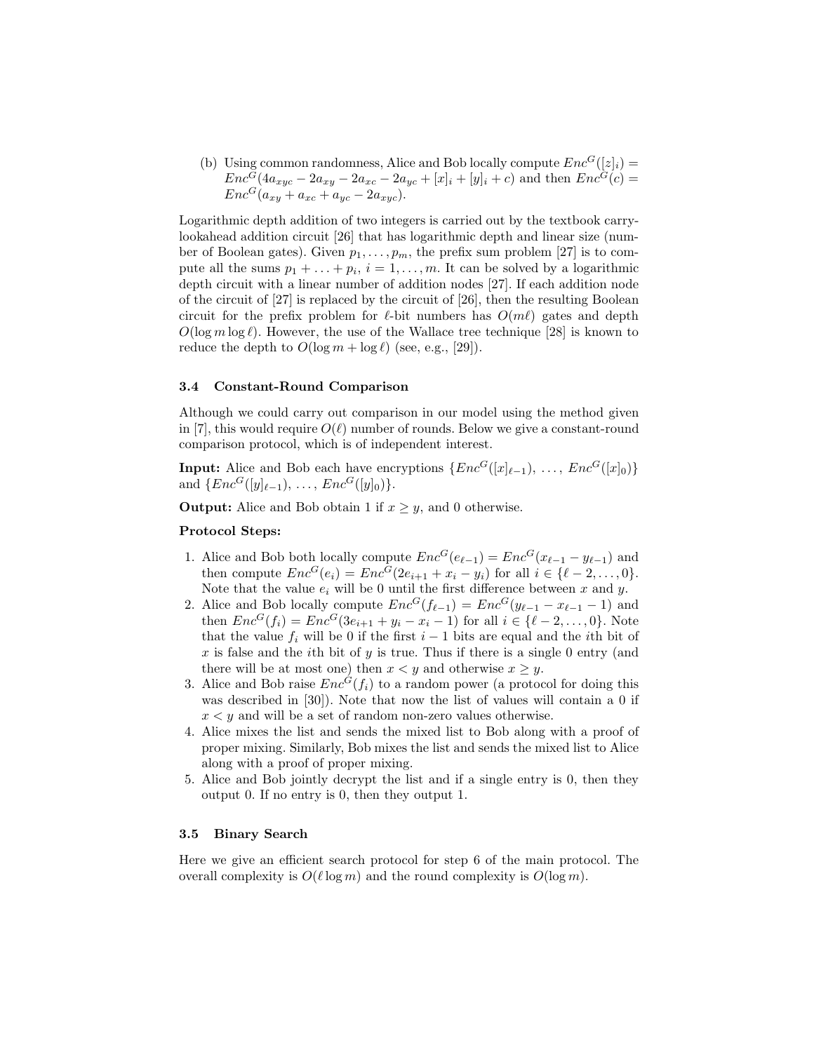(b) Using common randomness, Alice and Bob locally compute $Enc^G([z]_i) = Enc^G(4a_{xyc} - 2a_{xy} - 2a_{xc} - 2a_{yc} + [x]_i + [y]_i + c)$ and then $Enc^G(c) = Enc^G(a_{xy} + a_{xc} + a_{yc} - 2a_{xyc})$.

Logarithmic depth addition of two integers is carried out by the textbook carry-lookahead addition circuit [26] that has logarithmic depth and linear size (number of Boolean gates). Given $p_1, \ldots, p_m$, the prefix sum problem [27] is to compute all the sums $p_1 + \ldots + p_i$, $i = 1, \ldots, m$. It can be solved by a logarithmic depth circuit with a linear number of addition nodes [27]. If each addition node of the circuit of [27] is replaced by the circuit of [26], then the resulting Boolean circuit for the prefix problem for $\ell$-bit numbers has $O(m\ell)$ gates and depth $O(\log m \log \ell)$. However, the use of the Wallace tree technique [28] is known to reduce the depth to $O(\log m + \log \ell)$ (see, e.g., [29]).

### 3.4 Constant-Round Comparison

Although we could carry out comparison in our model using the method given in [7], this would require $O(\ell)$ number of rounds. Below we give a constant-round comparison protocol, which is of independent interest.

**Input:** Alice and Bob each have encryptions $\{Enc^G([x]_{\ell-1}), \ldots, Enc^G([x]_0)\}$ and $\{Enc^G([y]_{\ell-1}), \ldots, Enc^G([y]_0)\}$.

**Output:** Alice and Bob obtain 1 if $x \geq y$, and 0 otherwise.

**Protocol Steps:**

1. Alice and Bob both locally compute $Enc^G(e_{\ell-1}) = Enc^G(x_{\ell-1} - y_{\ell-1})$ and then compute $Enc^G(e_i) = Enc^G(2e_{i+1} + x_i - y_i)$ for all $i \in \{\ell - 2, \ldots, 0\}$. Note that the value $e_i$ will be 0 until the first difference between $x$ and $y$.
2. Alice and Bob locally compute $Enc^G(f_{\ell-1}) = Enc^G(y_{\ell-1} - x_{\ell-1} - 1)$ and then $Enc^G(f_i) = Enc^G(3e_{i+1} + y_i - x_i - 1)$ for all $i \in \{\ell - 2, \ldots, 0\}$. Note that the value $f_i$ will be 0 if the first $i - 1$ bits are equal and the $i$th bit of $x$ is false and the $i$th bit of $y$ is true. Thus if there is a single 0 entry (and there will be at most one) then $x < y$ and otherwise $x \geq y$.
3. Alice and Bob raise $Enc^G(f_i)$ to a random power (a protocol for doing this was described in [30]). Note that now the list of values will contain a 0 if $x < y$ and will be a set of random non-zero values otherwise.
4. Alice mixes the list and sends the mixed list to Bob along with a proof of proper mixing. Similarly, Bob mixes the list and sends the mixed list to Alice along with a proof of proper mixing.
5. Alice and Bob jointly decrypt the list and if a single entry is 0, then they output 0. If no entry is 0, then they output 1.

### 3.5 Binary Search

Here we give an efficient search protocol for step 6 of the main protocol. The overall complexity is $O(\ell \log m)$ and the round complexity is $O(\log m)$.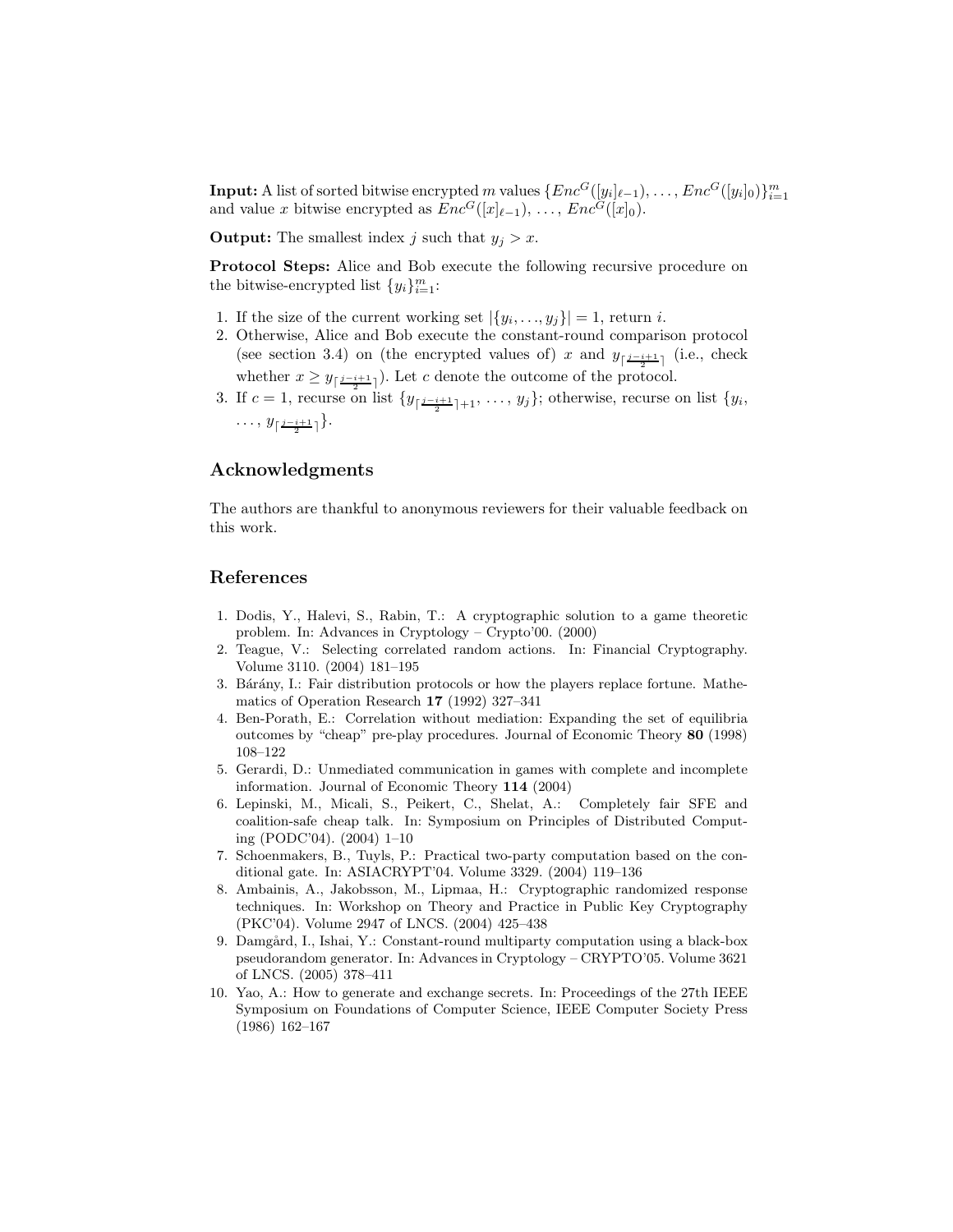**Input:** A list of sorted bitwise encrypted $m$ values $\{Enc^G([y_i]_{\ell-1}), \ldots, Enc^G([y_i]_0)\}_{i=1}^m$ and value $x$ bitwise encrypted as $Enc^G([x]_{\ell-1}), \ldots, Enc^G([x]_0)$.

**Output:** The smallest index $j$ such that $y_j > x$.

**Protocol Steps:** Alice and Bob execute the following recursive procedure on the bitwise-encrypted list $\{y_i\}_{i=1}^m$:

1. If the size of the current working set $|\{y_i, \ldots, y_j\}| = 1$, return $i$.
2. Otherwise, Alice and Bob execute the constant-round comparison protocol (see section 3.4) on (the encrypted values of) $x$ and $y_{\lceil \frac{j-i+1}{2} \rceil}$ (i.e., check whether $x \geq y_{\lceil \frac{j-i+1}{2} \rceil}$). Let $c$ denote the outcome of the protocol.
3. If $c = 1$, recurse on list $\{y_{\lceil \frac{j-i+1}{2} \rceil + 1}, \ldots, y_j\}$; otherwise, recurse on list $\{y_i, \ldots, y_{\lceil \frac{j-i+1}{2} \rceil}\}$.

## Acknowledgments

The authors are thankful to anonymous reviewers for their valuable feedback on this work.

## References

1. Dodis, Y., Halevi, S., Rabin, T.: A cryptographic solution to a game theoretic problem. In: Advances in Cryptology – Crypto'00. (2000)
2. Teague, V.: Selecting correlated random actions. In: Financial Cryptography. Volume 3110. (2004) 181–195
3. Bárány, I.: Fair distribution protocols or how the players replace fortune. Mathematics of Operation Research **17** (1992) 327–341
4. Ben-Porath, E.: Correlation without mediation: Expanding the set of equilibria outcomes by "cheap" pre-play procedures. Journal of Economic Theory **80** (1998) 108–122
5. Gerardi, D.: Unmediated communication in games with complete and incomplete information. Journal of Economic Theory **114** (2004)
6. Lepinski, M., Micali, S., Peikert, C., Shelat, A.: Completely fair SFE and coalition-safe cheap talk. In: Symposium on Principles of Distributed Computing (PODC'04). (2004) 1–10
7. Schoenmakers, B., Tuyls, P.: Practical two-party computation based on the conditional gate. In: ASIACRYPT'04. Volume 3329. (2004) 119–136
8. Ambainis, A., Jakobsson, M., Lipmaa, H.: Cryptographic randomized response techniques. In: Workshop on Theory and Practice in Public Key Cryptography (PKC'04). Volume 2947 of LNCS. (2004) 425–438
9. Damgård, I., Ishai, Y.: Constant-round multiparty computation using a black-box pseudorandom generator. In: Advances in Cryptology – CRYPTO'05. Volume 3621 of LNCS. (2005) 378–411
10. Yao, A.: How to generate and exchange secrets. In: Proceedings of the 27th IEEE Symposium on Foundations of Computer Science, IEEE Computer Society Press (1986) 162–167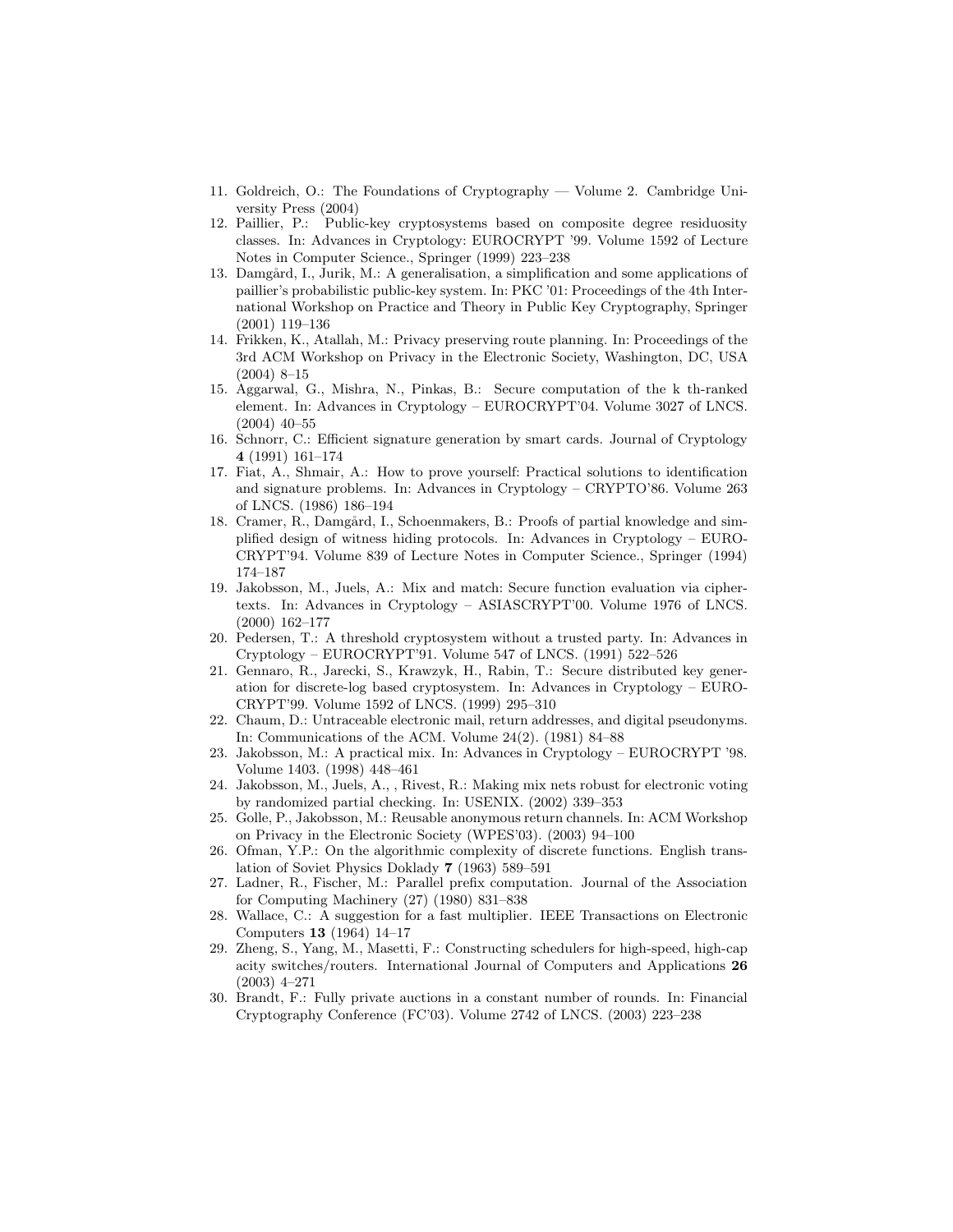11. Goldreich, O.: The Foundations of Cryptography — Volume 2. Cambridge University Press (2004)
12. Paillier, P.: Public-key cryptosystems based on composite degree residuosity classes. In: Advances in Cryptology: EUROCRYPT '99. Volume 1592 of Lecture Notes in Computer Science., Springer (1999) 223–238
13. Damgård, I., Jurik, M.: A generalisation, a simplification and some applications of paillier's probabilistic public-key system. In: PKC '01: Proceedings of the 4th International Workshop on Practice and Theory in Public Key Cryptography, Springer (2001) 119–136
14. Frikken, K., Atallah, M.: Privacy preserving route planning. In: Proceedings of the 3rd ACM Workshop on Privacy in the Electronic Society, Washington, DC, USA (2004) 8–15
15. Aggarwal, G., Mishra, N., Pinkas, B.: Secure computation of the k th-ranked element. In: Advances in Cryptology – EUROCRYPT'04. Volume 3027 of LNCS. (2004) 40–55
16. Schnorr, C.: Efficient signature generation by smart cards. Journal of Cryptology **4** (1991) 161–174
17. Fiat, A., Shmair, A.: How to prove yourself: Practical solutions to identification and signature problems. In: Advances in Cryptology – CRYPTO'86. Volume 263 of LNCS. (1986) 186–194
18. Cramer, R., Damgård, I., Schoenmakers, B.: Proofs of partial knowledge and simplified design of witness hiding protocols. In: Advances in Cryptology – EUROCRYPT'94. Volume 839 of Lecture Notes in Computer Science., Springer (1994) 174–187
19. Jakobsson, M., Juels, A.: Mix and match: Secure function evaluation via ciphertexts. In: Advances in Cryptology – ASIASCRYPT'00. Volume 1976 of LNCS. (2000) 162–177
20. Pedersen, T.: A threshold cryptosystem without a trusted party. In: Advances in Cryptology – EUROCRYPT'91. Volume 547 of LNCS. (1991) 522–526
21. Gennaro, R., Jarecki, S., Krawzyk, H., Rabin, T.: Secure distributed key generation for discrete-log based cryptosystem. In: Advances in Cryptology – EUROCRYPT'99. Volume 1592 of LNCS. (1999) 295–310
22. Chaum, D.: Untraceable electronic mail, return addresses, and digital pseudonyms. In: Communications of the ACM. Volume 24(2). (1981) 84–88
23. Jakobsson, M.: A practical mix. In: Advances in Cryptology – EUROCRYPT '98. Volume 1403. (1998) 448–461
24. Jakobsson, M., Juels, A., , Rivest, R.: Making mix nets robust for electronic voting by randomized partial checking. In: USENIX. (2002) 339–353
25. Golle, P., Jakobsson, M.: Reusable anonymous return channels. In: ACM Workshop on Privacy in the Electronic Society (WPES'03). (2003) 94–100
26. Ofman, Y.P.: On the algorithmic complexity of discrete functions. English translation of Soviet Physics Doklady **7** (1963) 589–591
27. Ladner, R., Fischer, M.: Parallel prefix computation. Journal of the Association for Computing Machinery (27) (1980) 831–838
28. Wallace, C.: A suggestion for a fast multiplier. IEEE Transactions on Electronic Computers **13** (1964) 14–17
29. Zheng, S., Yang, M., Masetti, F.: Constructing schedulers for high-speed, high-cap acity switches/routers. International Journal of Computers and Applications **26** (2003) 4–271
30. Brandt, F.: Fully private auctions in a constant number of rounds. In: Financial Cryptography Conference (FC'03). Volume 2742 of LNCS. (2003) 223–238